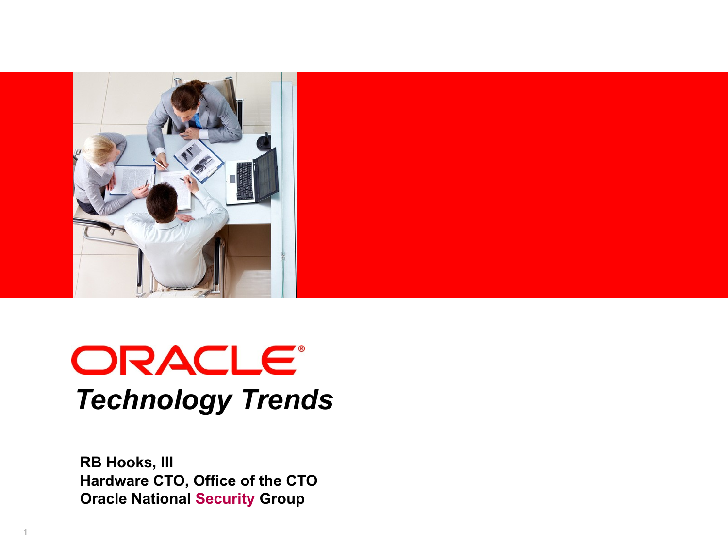ORACLE®

# *Technology Trends*

**RB Hooks, III**
**Hardware CTO, Office of the CTO**
**Oracle National Security Group**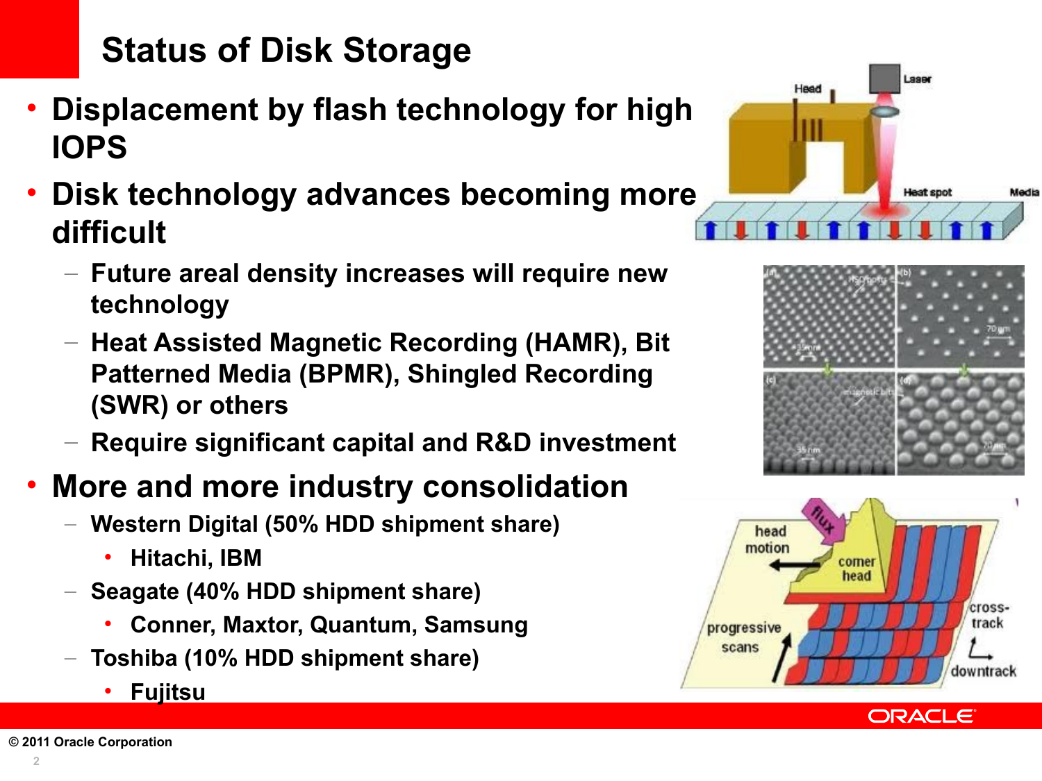# Status of Disk Storage

- Displacement by flash technology for high IOPS
- Disk technology advances becoming more difficult
  - Future areal density increases will require new technology
  - Heat Assisted Magnetic Recording (HAMR), Bit Patterned Media (BPMR), Shingled Recording (SWR) or others
  - Require significant capital and R&D investment
- More and more industry consolidation
  - Western Digital (50% HDD shipment share)
    - Hitachi, IBM
  - Seagate (40% HDD shipment share)
    - Conner, Maxtor, Quantum, Samsung
  - Toshiba (10% HDD shipment share)
    - Fujitsu

© 2011 Oracle Corporation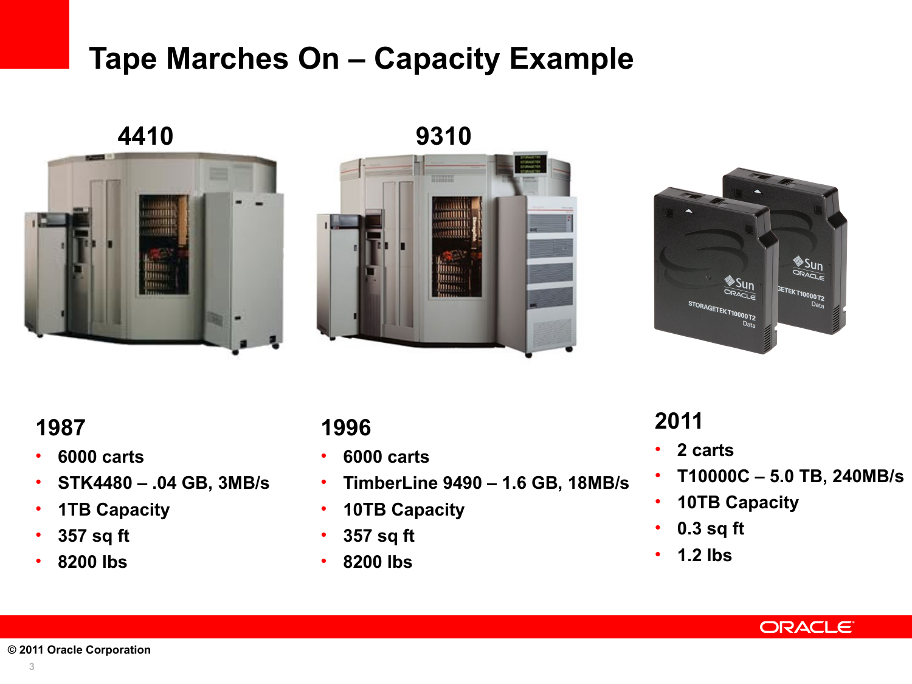# Tape Marches On – Capacity Example

### 4410

### 1987

- 6000 carts
- STK4480 – .04 GB, 3MB/s
- 1TB Capacity
- 357 sq ft
- 8200 lbs

### 9310

### 1996

- 6000 carts
- TimberLine 9490 – 1.6 GB, 18MB/s
- 10TB Capacity
- 357 sq ft
- 8200 lbs

### 2011

- 2 carts
- T10000C – 5.0 TB, 240MB/s
- 10TB Capacity
- 0.3 sq ft
- 1.2 lbs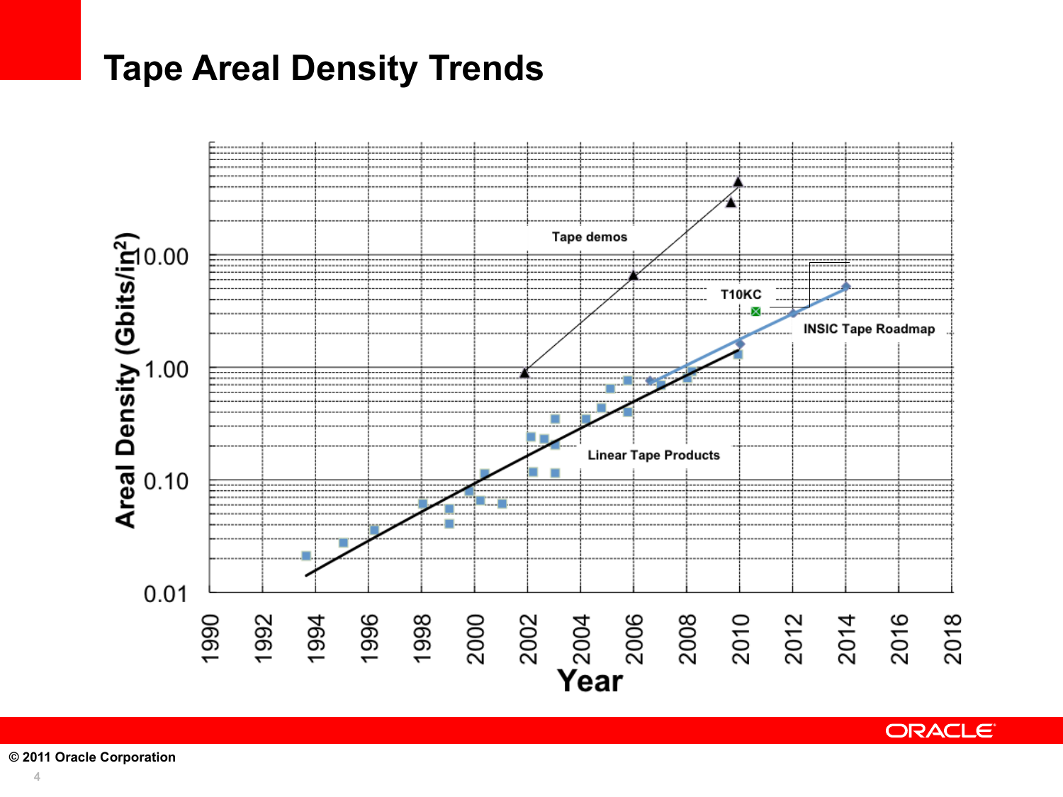# Tape Areal Density Trends

Areal Density (Gbits/in$^2$)

10.00

1.00

0.10

0.01

Tape demos

T10KC

INSIC Tape Roadmap

Linear Tape Products

1990 1992 1994 1996 1998 2000 2002 2004 2006 2008 2010 2012 2014 2016 2018

Year

© 2011 Oracle Corporation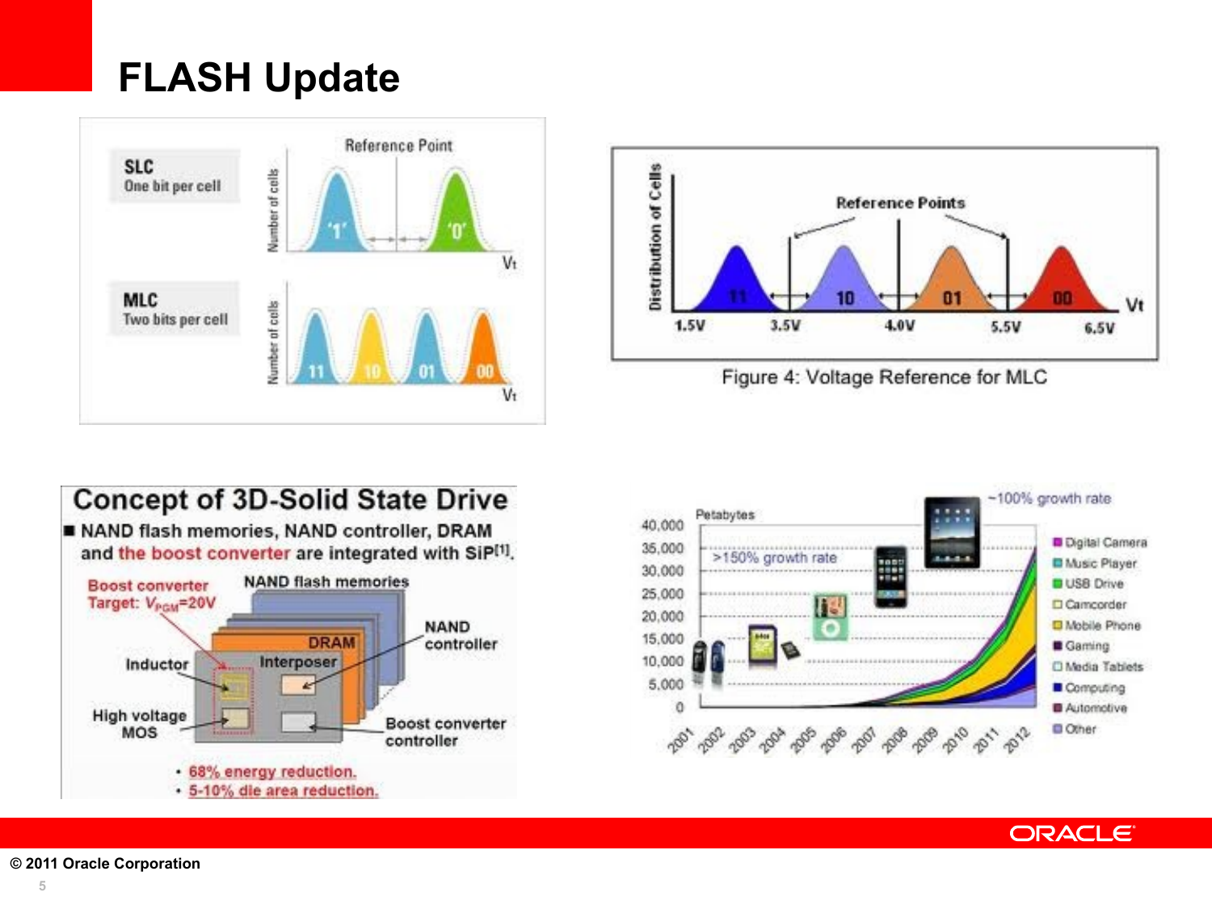# FLASH Update

**SLC**
One bit per cell

**MLC**
Two bits per cell

Figure 4: Voltage Reference for MLC

## Concept of 3D-Solid State Drive

- NAND flash memories, NAND controller, DRAM and the boost converter are integrated with SiP[1].

Boost converter Target: $V_{PGM}$=20V

- 68% energy reduction.
- 5-10% die area reduction.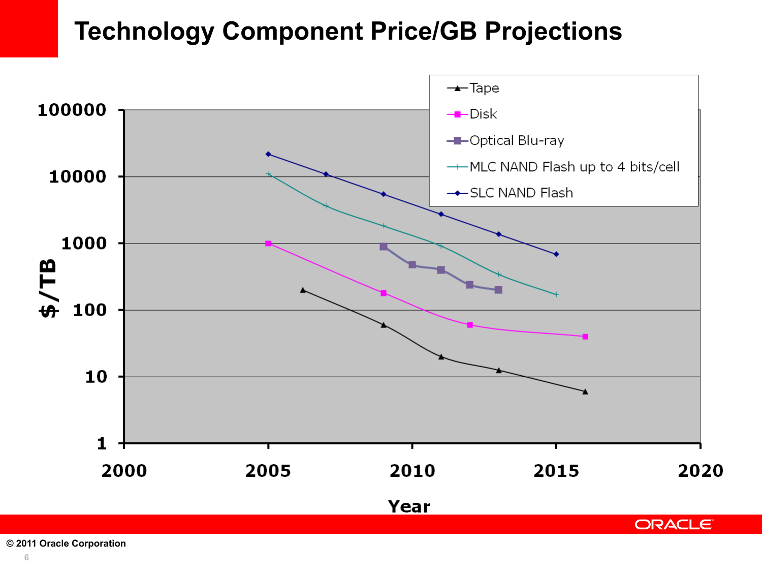# Technology Component Price/GB Projections

Chart: $/TB (log scale, 1 to 100000) vs. Year (2000 to 2020)

Legend:
- Tape
- Disk
- Optical Blu-ray
- MLC NAND Flash up to 4 bits/cell
- SLC NAND Flash

© 2011 Oracle Corporation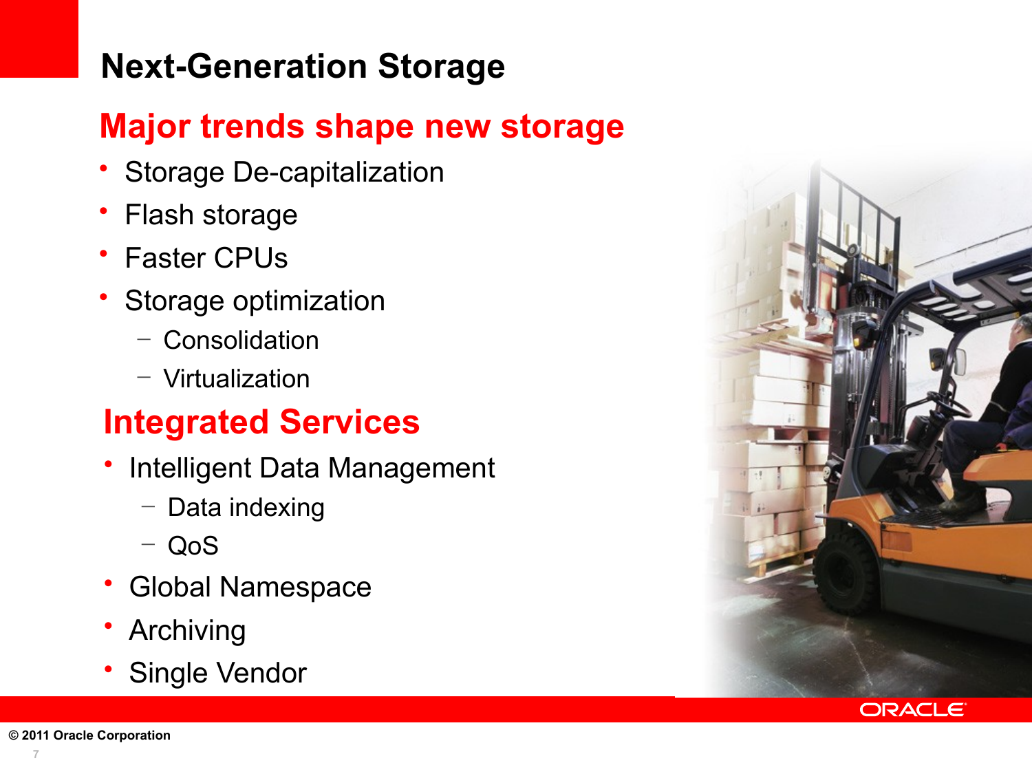# Next-Generation Storage

## Major trends shape new storage

- Storage De-capitalization
- Flash storage
- Faster CPUs
- Storage optimization
  - Consolidation
  - Virtualization

## Integrated Services

- Intelligent Data Management
  - Data indexing
  - QoS
- Global Namespace
- Archiving
- Single Vendor

© 2011 Oracle Corporation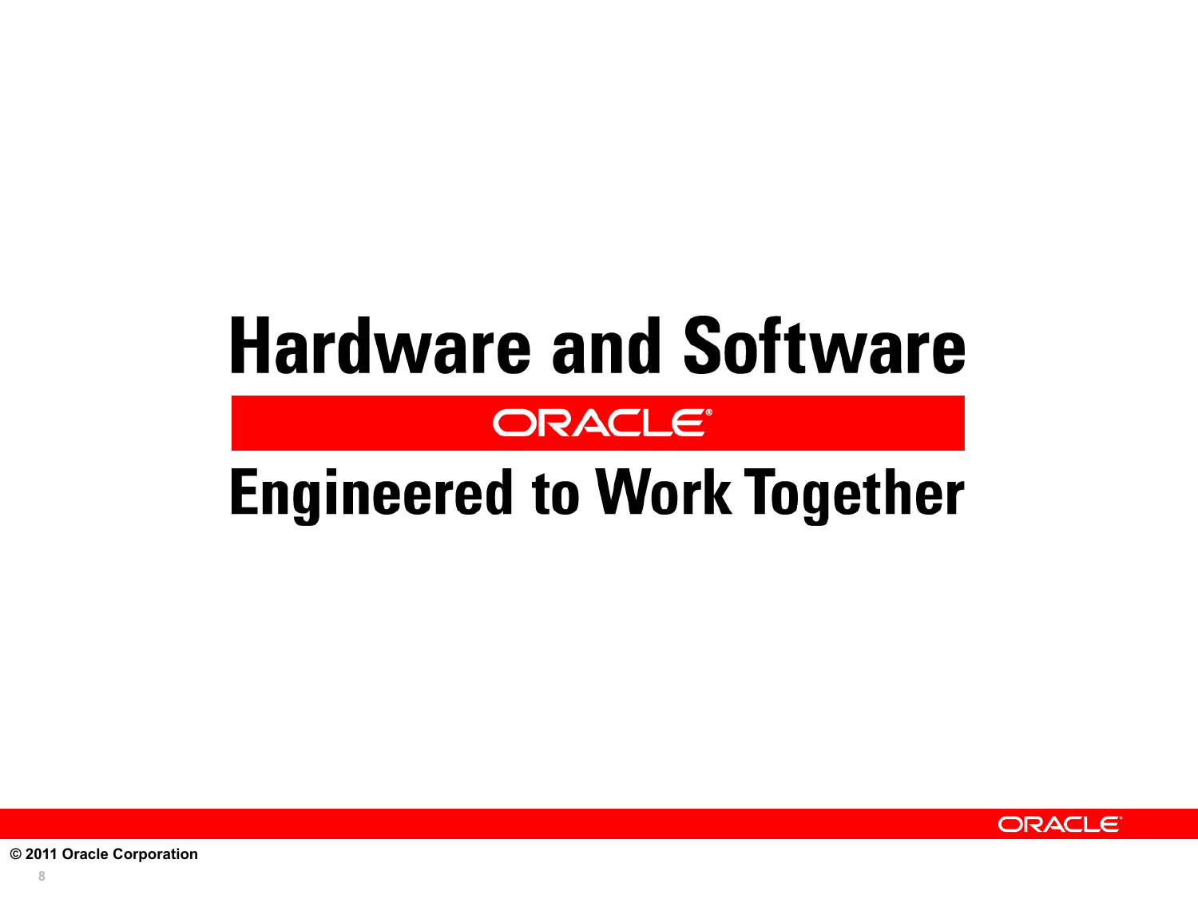# Hardware and Software

ORACLE

# Engineered to Work Together